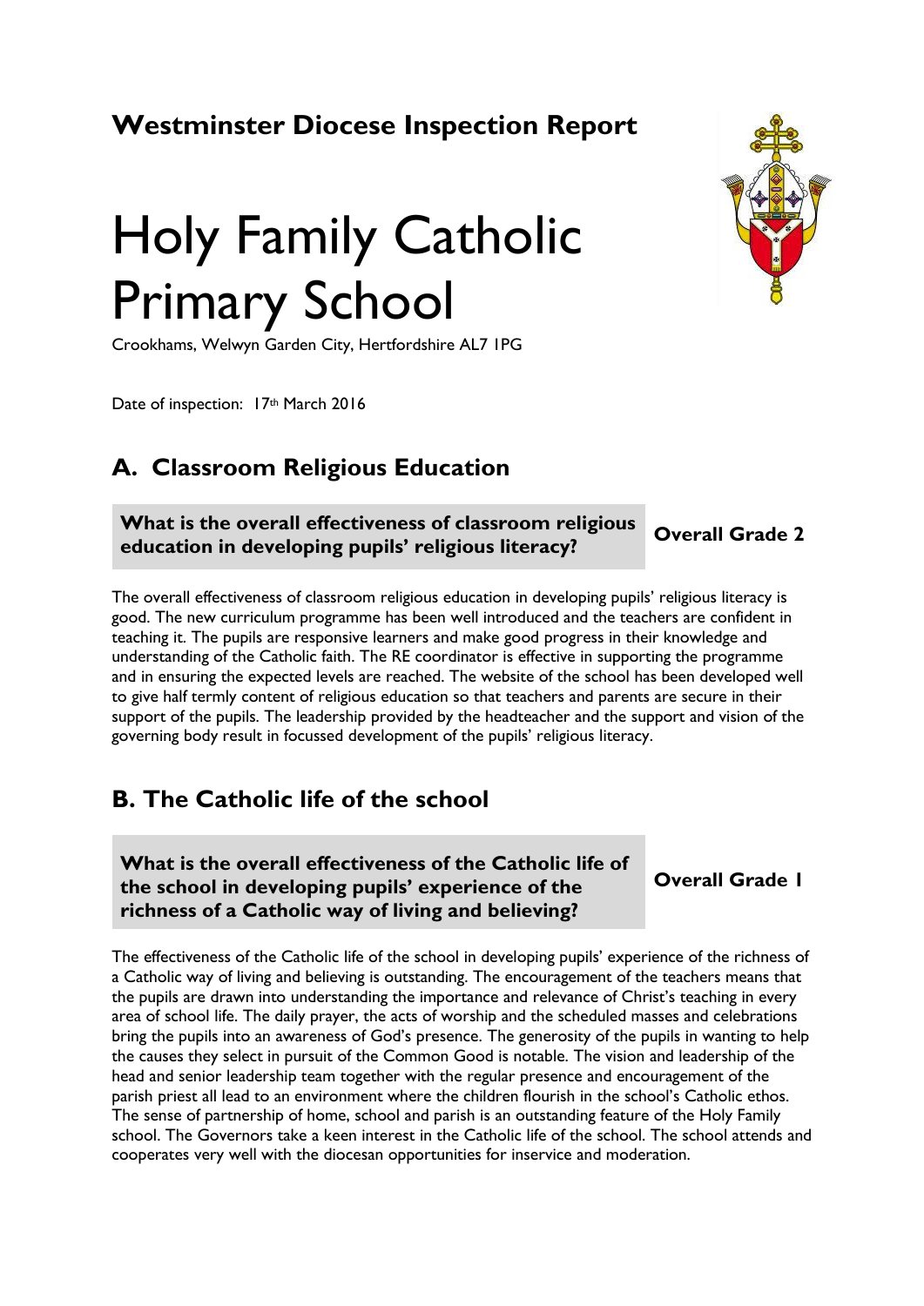# Westminster Diocese Inspection Report

# Holy Family Catholic Primary School

Crookhams, Welwyn Garden City, Hertfordshire AL7 1PG

Date of inspection: 17th March 2016

## A. Classroom Religious Education

| What is the overall effectiveness of classroom religious education in developing pupils' religious literacy? | Overall Grade 2 |
|---|---|

The overall effectiveness of classroom religious education in developing pupils' religious literacy is good. The new curriculum programme has been well introduced and the teachers are confident in teaching it. The pupils are responsive learners and make good progress in their knowledge and understanding of the Catholic faith. The RE coordinator is effective in supporting the programme and in ensuring the expected levels are reached. The website of the school has been developed well to give half termly content of religious education so that teachers and parents are secure in their support of the pupils. The leadership provided by the headteacher and the support and vision of the governing body result in focussed development of the pupils' religious literacy.

## B. The Catholic life of the school

| What is the overall effectiveness of the Catholic life of the school in developing pupils' experience of the richness of a Catholic way of living and believing? | Overall Grade 1 |
|---|---|

The effectiveness of the Catholic life of the school in developing pupils' experience of the richness of a Catholic way of living and believing is outstanding. The encouragement of the teachers means that the pupils are drawn into understanding the importance and relevance of Christ's teaching in every area of school life. The daily prayer, the acts of worship and the scheduled masses and celebrations bring the pupils into an awareness of God's presence. The generosity of the pupils in wanting to help the causes they select in pursuit of the Common Good is notable. The vision and leadership of the head and senior leadership team together with the regular presence and encouragement of the parish priest all lead to an environment where the children flourish in the school's Catholic ethos. The sense of partnership of home, school and parish is an outstanding feature of the Holy Family school. The Governors take a keen interest in the Catholic life of the school. The school attends and cooperates very well with the diocesan opportunities for inservice and moderation.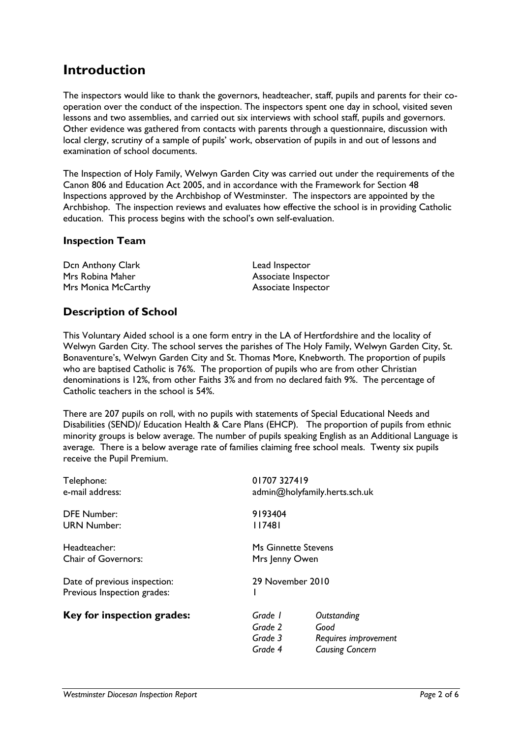# Introduction

The inspectors would like to thank the governors, headteacher, staff, pupils and parents for their co-operation over the conduct of the inspection. The inspectors spent one day in school, visited seven lessons and two assemblies, and carried out six interviews with school staff, pupils and governors. Other evidence was gathered from contacts with parents through a questionnaire, discussion with local clergy, scrutiny of a sample of pupils' work, observation of pupils in and out of lessons and examination of school documents.

The Inspection of Holy Family, Welwyn Garden City was carried out under the requirements of the Canon 806 and Education Act 2005, and in accordance with the Framework for Section 48 Inspections approved by the Archbishop of Westminster. The inspectors are appointed by the Archbishop. The inspection reviews and evaluates how effective the school is in providing Catholic education. This process begins with the school's own self-evaluation.

## Inspection Team

| | |
|---|---|
| Dcn Anthony Clark | Lead Inspector |
| Mrs Robina Maher | Associate Inspector |
| Mrs Monica McCarthy | Associate Inspector |

## Description of School

This Voluntary Aided school is a one form entry in the LA of Hertfordshire and the locality of Welwyn Garden City. The school serves the parishes of The Holy Family, Welwyn Garden City, St. Bonaventure's, Welwyn Garden City and St. Thomas More, Knebworth. The proportion of pupils who are baptised Catholic is 76%. The proportion of pupils who are from other Christian denominations is 12%, from other Faiths 3% and from no declared faith 9%. The percentage of Catholic teachers in the school is 54%.

There are 207 pupils on roll, with no pupils with statements of Special Educational Needs and Disabilities (SEND)/ Education Health & Care Plans (EHCP). The proportion of pupils from ethnic minority groups is below average. The number of pupils speaking English as an Additional Language is average. There is a below average rate of families claiming free school meals. Twenty six pupils receive the Pupil Premium.

| | |
|---|---|
| Telephone: | 01707 327419 |
| e-mail address: | admin@holyfamily.herts.sch.uk |
| DFE Number: | 9193404 |
| URN Number: | 117481 |
| Headteacher: | Ms Ginnette Stevens |
| Chair of Governors: | Mrs Jenny Owen |
| Date of previous inspection: | 29 November 2010 |
| Previous Inspection grades: | 1 |

**Key for inspection grades:**

| | |
|---|---|
| *Grade 1* | *Outstanding* |
| *Grade 2* | *Good* |
| *Grade 3* | *Requires improvement* |
| *Grade 4* | *Causing Concern* |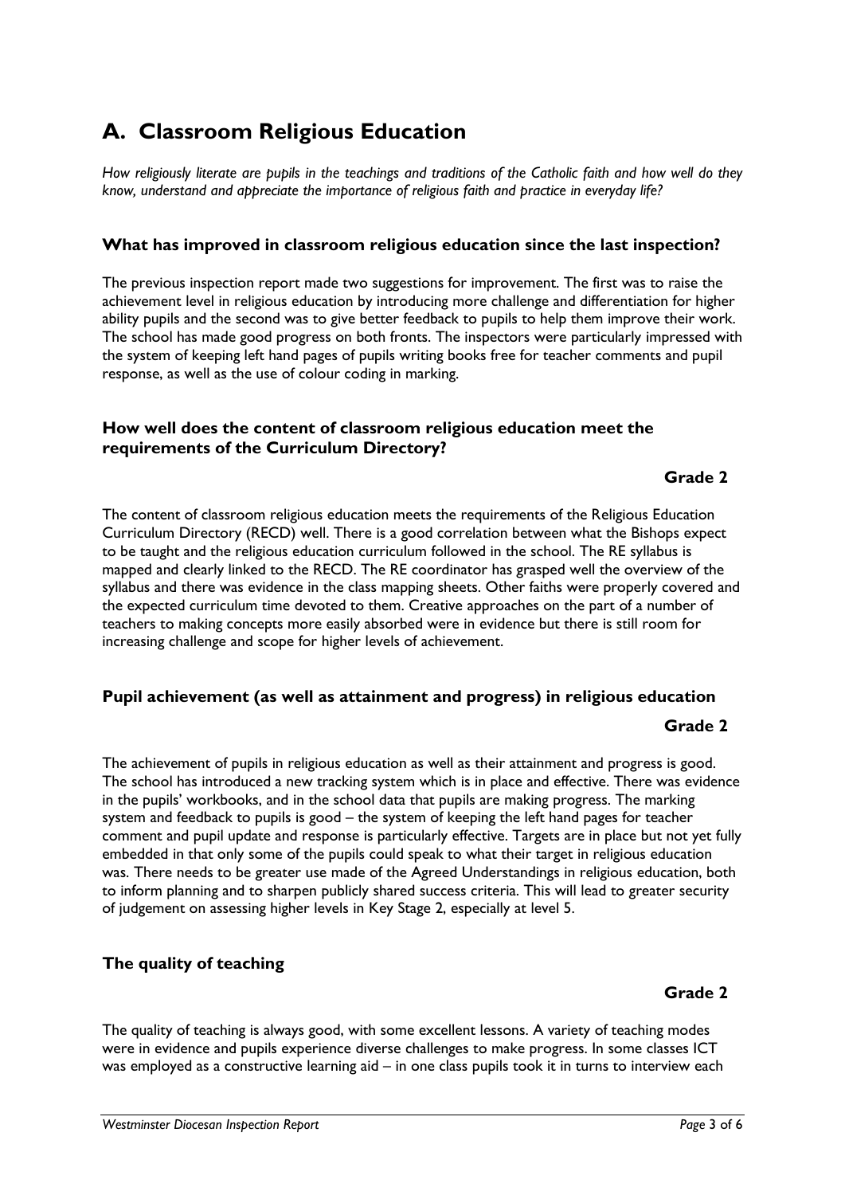# A. Classroom Religious Education

*How religiously literate are pupils in the teachings and traditions of the Catholic faith and how well do they know, understand and appreciate the importance of religious faith and practice in everyday life?*

### What has improved in classroom religious education since the last inspection?

The previous inspection report made two suggestions for improvement. The first was to raise the achievement level in religious education by introducing more challenge and differentiation for higher ability pupils and the second was to give better feedback to pupils to help them improve their work. The school has made good progress on both fronts. The inspectors were particularly impressed with the system of keeping left hand pages of pupils writing books free for teacher comments and pupil response, as well as the use of colour coding in marking.

### How well does the content of classroom religious education meet the requirements of the Curriculum Directory?

**Grade 2**

The content of classroom religious education meets the requirements of the Religious Education Curriculum Directory (RECD) well. There is a good correlation between what the Bishops expect to be taught and the religious education curriculum followed in the school. The RE syllabus is mapped and clearly linked to the RECD. The RE coordinator has grasped well the overview of the syllabus and there was evidence in the class mapping sheets. Other faiths were properly covered and the expected curriculum time devoted to them. Creative approaches on the part of a number of teachers to making concepts more easily absorbed were in evidence but there is still room for increasing challenge and scope for higher levels of achievement.

### Pupil achievement (as well as attainment and progress) in religious education

**Grade 2**

The achievement of pupils in religious education as well as their attainment and progress is good. The school has introduced a new tracking system which is in place and effective. There was evidence in the pupils' workbooks, and in the school data that pupils are making progress. The marking system and feedback to pupils is good – the system of keeping the left hand pages for teacher comment and pupil update and response is particularly effective. Targets are in place but not yet fully embedded in that only some of the pupils could speak to what their target in religious education was. There needs to be greater use made of the Agreed Understandings in religious education, both to inform planning and to sharpen publicly shared success criteria. This will lead to greater security of judgement on assessing higher levels in Key Stage 2, especially at level 5.

### The quality of teaching

**Grade 2**

The quality of teaching is always good, with some excellent lessons. A variety of teaching modes were in evidence and pupils experience diverse challenges to make progress. In some classes ICT was employed as a constructive learning aid – in one class pupils took it in turns to interview each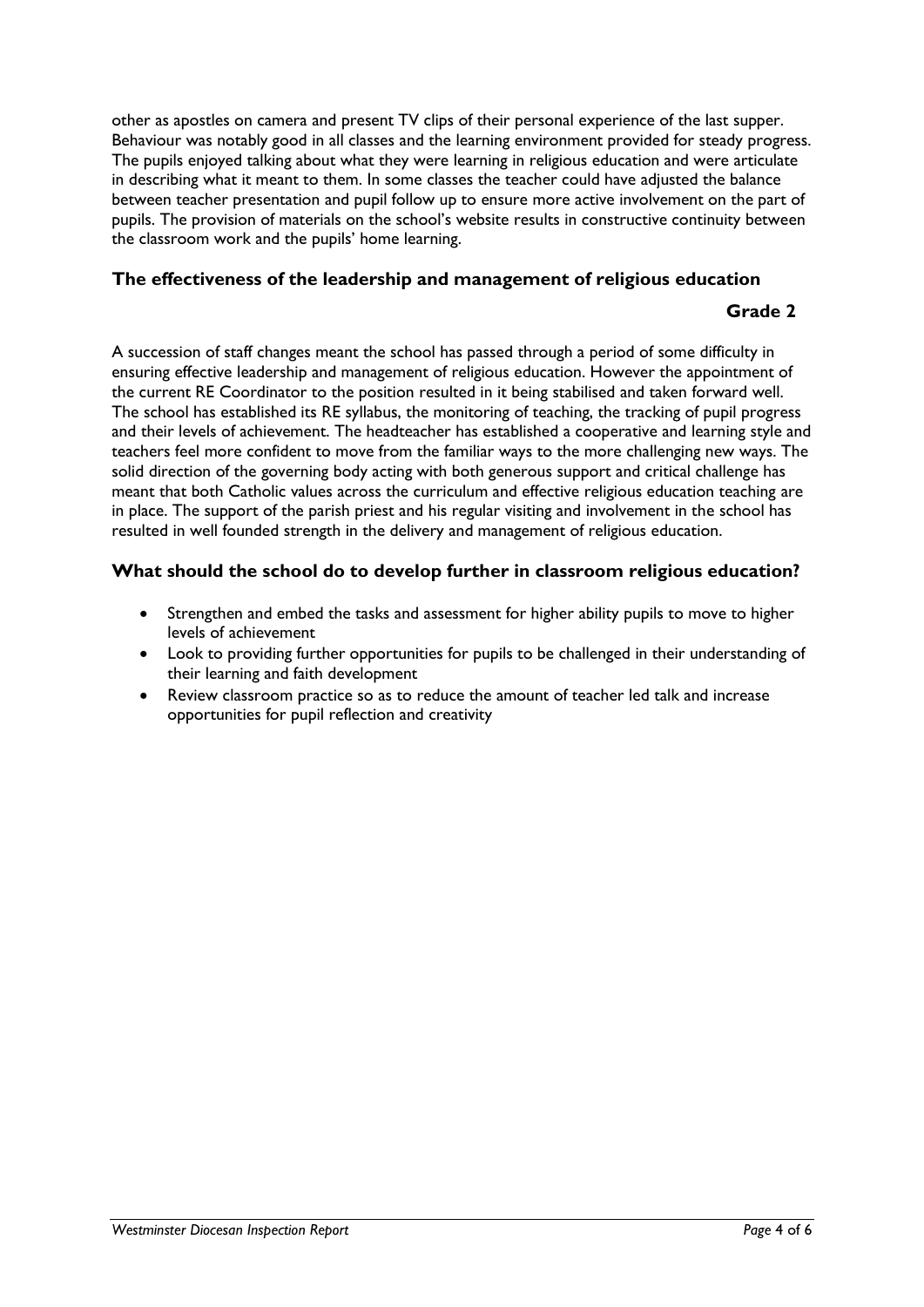other as apostles on camera and present TV clips of their personal experience of the last supper. Behaviour was notably good in all classes and the learning environment provided for steady progress. The pupils enjoyed talking about what they were learning in religious education and were articulate in describing what it meant to them. In some classes the teacher could have adjusted the balance between teacher presentation and pupil follow up to ensure more active involvement on the part of pupils. The provision of materials on the school's website results in constructive continuity between the classroom work and the pupils' home learning.

## The effectiveness of the leadership and management of religious education

**Grade 2**

A succession of staff changes meant the school has passed through a period of some difficulty in ensuring effective leadership and management of religious education. However the appointment of the current RE Coordinator to the position resulted in it being stabilised and taken forward well. The school has established its RE syllabus, the monitoring of teaching, the tracking of pupil progress and their levels of achievement. The headteacher has established a cooperative and learning style and teachers feel more confident to move from the familiar ways to the more challenging new ways. The solid direction of the governing body acting with both generous support and critical challenge has meant that both Catholic values across the curriculum and effective religious education teaching are in place. The support of the parish priest and his regular visiting and involvement in the school has resulted in well founded strength in the delivery and management of religious education.

## What should the school do to develop further in classroom religious education?

- Strengthen and embed the tasks and assessment for higher ability pupils to move to higher levels of achievement
- Look to providing further opportunities for pupils to be challenged in their understanding of their learning and faith development
- Review classroom practice so as to reduce the amount of teacher led talk and increase opportunities for pupil reflection and creativity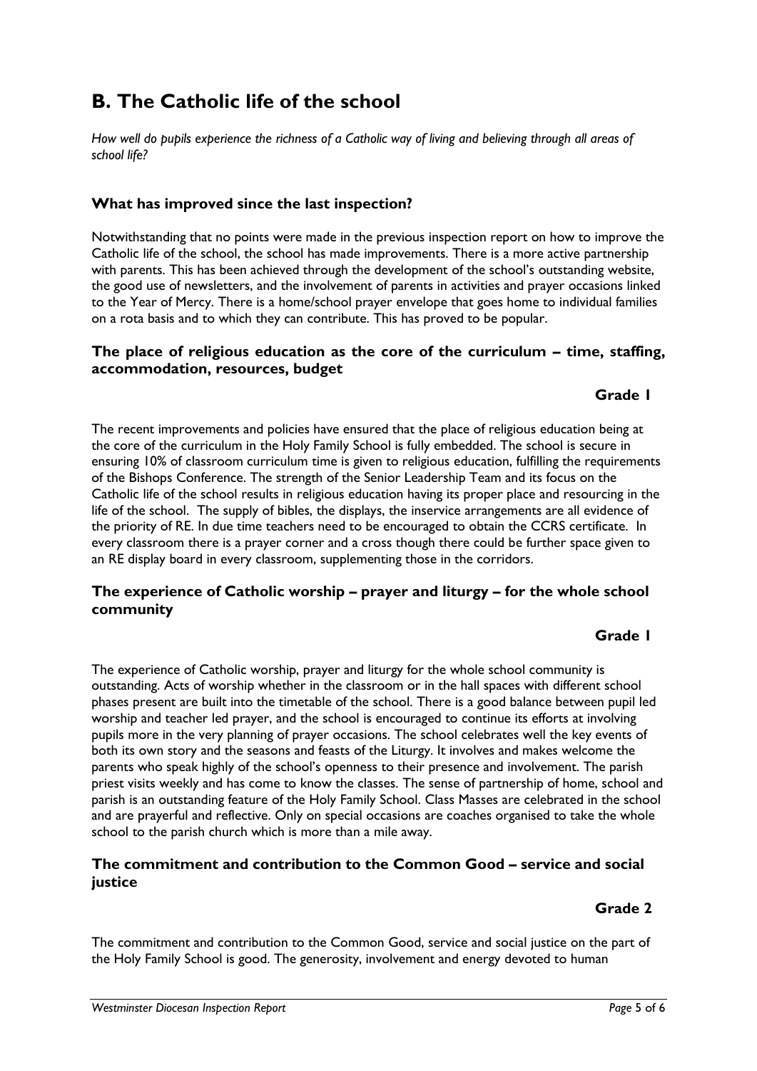## B. The Catholic life of the school

*How well do pupils experience the richness of a Catholic way of living and believing through all areas of school life?*

### What has improved since the last inspection?

Notwithstanding that no points were made in the previous inspection report on how to improve the Catholic life of the school, the school has made improvements. There is a more active partnership with parents. This has been achieved through the development of the school's outstanding website, the good use of newsletters, and the involvement of parents in activities and prayer occasions linked to the Year of Mercy. There is a home/school prayer envelope that goes home to individual families on a rota basis and to which they can contribute. This has proved to be popular.

### The place of religious education as the core of the curriculum – time, staffing, accommodation, resources, budget

**Grade 1**

The recent improvements and policies have ensured that the place of religious education being at the core of the curriculum in the Holy Family School is fully embedded. The school is secure in ensuring 10% of classroom curriculum time is given to religious education, fulfilling the requirements of the Bishops Conference. The strength of the Senior Leadership Team and its focus on the Catholic life of the school results in religious education having its proper place and resourcing in the life of the school. The supply of bibles, the displays, the inservice arrangements are all evidence of the priority of RE. In due time teachers need to be encouraged to obtain the CCRS certificate. In every classroom there is a prayer corner and a cross though there could be further space given to an RE display board in every classroom, supplementing those in the corridors.

### The experience of Catholic worship – prayer and liturgy – for the whole school community

**Grade 1**

The experience of Catholic worship, prayer and liturgy for the whole school community is outstanding. Acts of worship whether in the classroom or in the hall spaces with different school phases present are built into the timetable of the school. There is a good balance between pupil led worship and teacher led prayer, and the school is encouraged to continue its efforts at involving pupils more in the very planning of prayer occasions. The school celebrates well the key events of both its own story and the seasons and feasts of the Liturgy. It involves and makes welcome the parents who speak highly of the school's openness to their presence and involvement. The parish priest visits weekly and has come to know the classes. The sense of partnership of home, school and parish is an outstanding feature of the Holy Family School. Class Masses are celebrated in the school and are prayerful and reflective. Only on special occasions are coaches organised to take the whole school to the parish church which is more than a mile away.

### The commitment and contribution to the Common Good – service and social justice

**Grade 2**

The commitment and contribution to the Common Good, service and social justice on the part of the Holy Family School is good. The generosity, involvement and energy devoted to human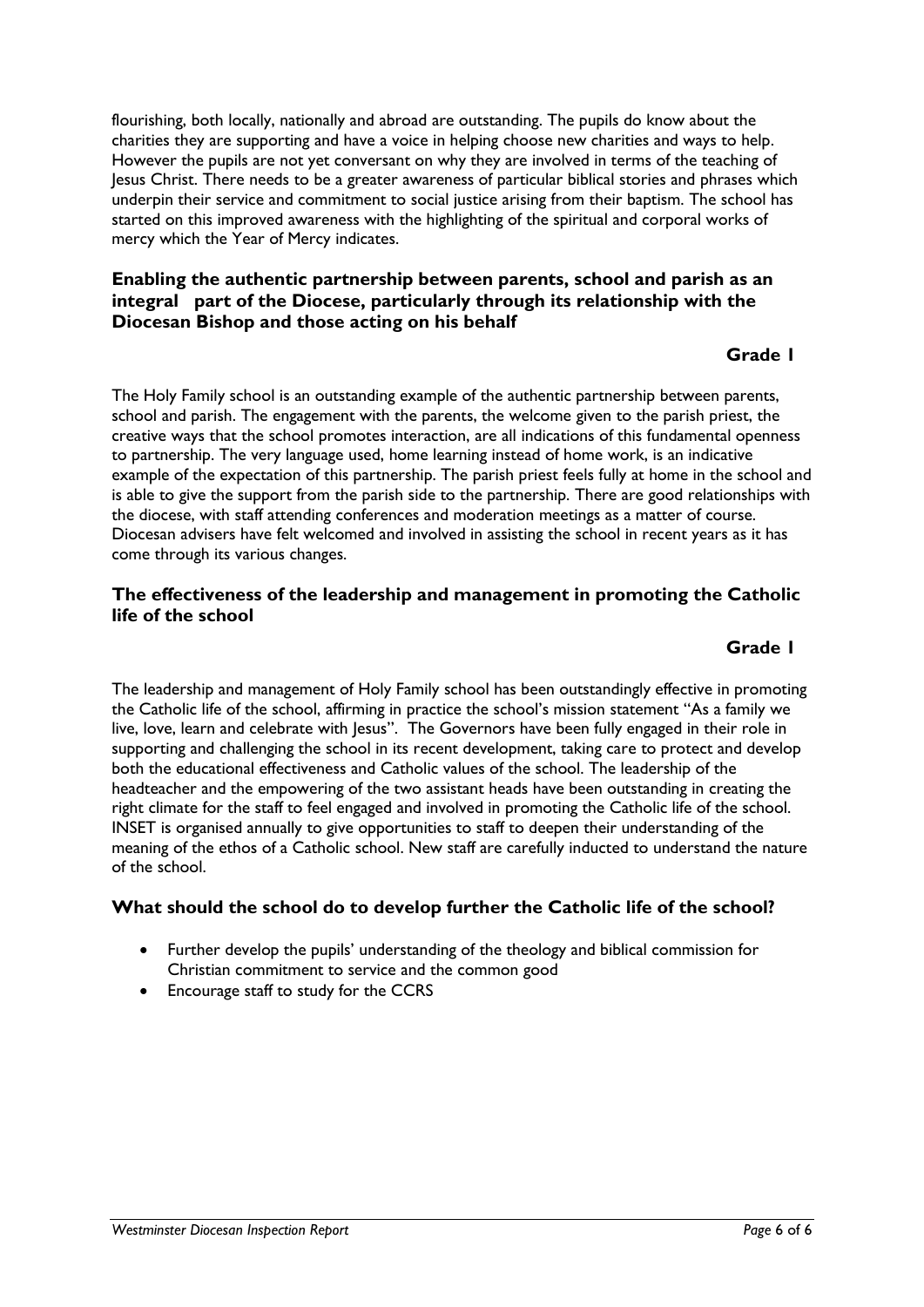flourishing, both locally, nationally and abroad are outstanding. The pupils do know about the charities they are supporting and have a voice in helping choose new charities and ways to help. However the pupils are not yet conversant on why they are involved in terms of the teaching of Jesus Christ. There needs to be a greater awareness of particular biblical stories and phrases which underpin their service and commitment to social justice arising from their baptism. The school has started on this improved awareness with the highlighting of the spiritual and corporal works of mercy which the Year of Mercy indicates.

### Enabling the authentic partnership between parents, school and parish as an integral part of the Diocese, particularly through its relationship with the Diocesan Bishop and those acting on his behalf

**Grade 1**

The Holy Family school is an outstanding example of the authentic partnership between parents, school and parish. The engagement with the parents, the welcome given to the parish priest, the creative ways that the school promotes interaction, are all indications of this fundamental openness to partnership. The very language used, home learning instead of home work, is an indicative example of the expectation of this partnership. The parish priest feels fully at home in the school and is able to give the support from the parish side to the partnership. There are good relationships with the diocese, with staff attending conferences and moderation meetings as a matter of course. Diocesan advisers have felt welcomed and involved in assisting the school in recent years as it has come through its various changes.

### The effectiveness of the leadership and management in promoting the Catholic life of the school

**Grade 1**

The leadership and management of Holy Family school has been outstandingly effective in promoting the Catholic life of the school, affirming in practice the school's mission statement "As a family we live, love, learn and celebrate with Jesus". The Governors have been fully engaged in their role in supporting and challenging the school in its recent development, taking care to protect and develop both the educational effectiveness and Catholic values of the school. The leadership of the headteacher and the empowering of the two assistant heads have been outstanding in creating the right climate for the staff to feel engaged and involved in promoting the Catholic life of the school. INSET is organised annually to give opportunities to staff to deepen their understanding of the meaning of the ethos of a Catholic school. New staff are carefully inducted to understand the nature of the school.

### What should the school do to develop further the Catholic life of the school?

- Further develop the pupils' understanding of the theology and biblical commission for Christian commitment to service and the common good
- Encourage staff to study for the CCRS